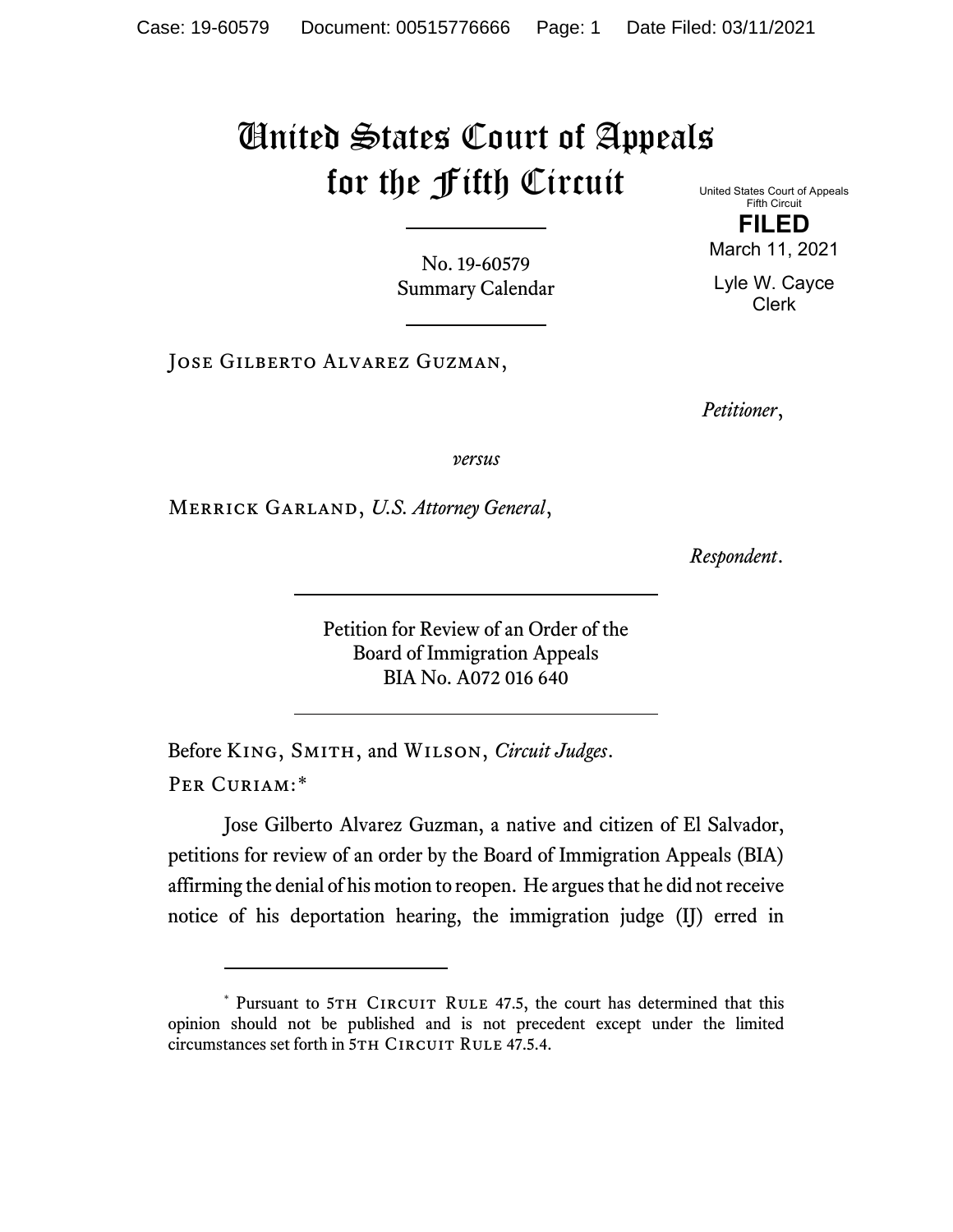# United States Court of Appeals for the Fifth Circuit

United States Court of Appeals
Fifth Circuit

**FILED**

March 11, 2021

Lyle W. Cayce
Clerk

No. 19-60579
Summary Calendar

---

Jose Gilberto Alvarez Guzman,

*Petitioner*,

*versus*

Merrick Garland, *U.S. Attorney General*,

*Respondent*.

---

Petition for Review of an Order of the
Board of Immigration Appeals
BIA No. A072 016 640

---

Before King, Smith, and Wilson, *Circuit Judges*.

Per Curiam:*

Jose Gilberto Alvarez Guzman, a native and citizen of El Salvador, petitions for review of an order by the Board of Immigration Appeals (BIA) affirming the denial of his motion to reopen. He argues that he did not receive notice of his deportation hearing, the immigration judge (IJ) erred in

---

\* Pursuant to 5th Circuit Rule 47.5, the court has determined that this opinion should not be published and is not precedent except under the limited circumstances set forth in 5th Circuit Rule 47.5.4.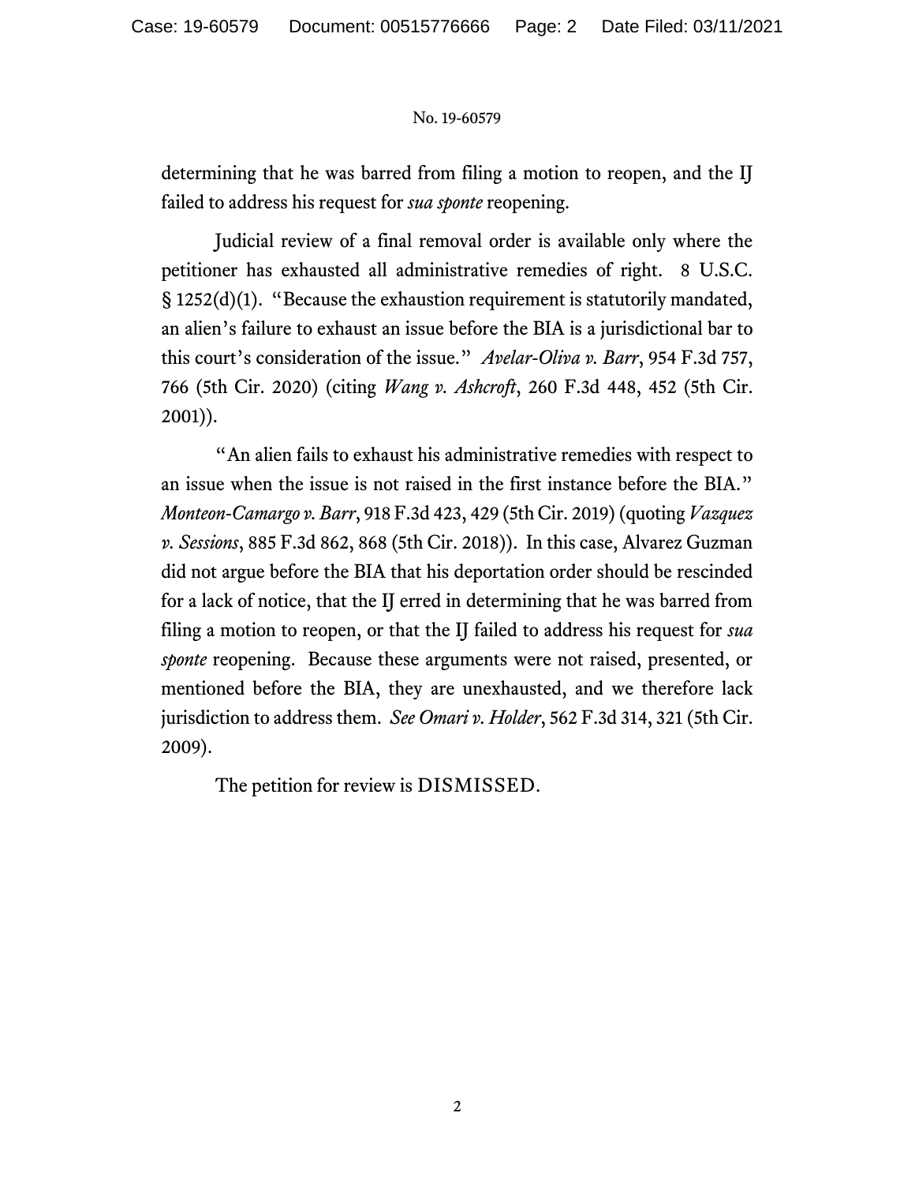determining that he was barred from filing a motion to reopen, and the IJ failed to address his request for *sua sponte* reopening.

Judicial review of a final removal order is available only where the petitioner has exhausted all administrative remedies of right. 8 U.S.C. § 1252(d)(1). "Because the exhaustion requirement is statutorily mandated, an alien's failure to exhaust an issue before the BIA is a jurisdictional bar to this court's consideration of the issue." *Avelar-Oliva v. Barr*, 954 F.3d 757, 766 (5th Cir. 2020) (citing *Wang v. Ashcroft*, 260 F.3d 448, 452 (5th Cir. 2001)).

"An alien fails to exhaust his administrative remedies with respect to an issue when the issue is not raised in the first instance before the BIA." *Monteon-Camargo v. Barr*, 918 F.3d 423, 429 (5th Cir. 2019) (quoting *Vazquez v. Sessions*, 885 F.3d 862, 868 (5th Cir. 2018)). In this case, Alvarez Guzman did not argue before the BIA that his deportation order should be rescinded for a lack of notice, that the IJ erred in determining that he was barred from filing a motion to reopen, or that the IJ failed to address his request for *sua sponte* reopening. Because these arguments were not raised, presented, or mentioned before the BIA, they are unexhausted, and we therefore lack jurisdiction to address them. *See Omari v. Holder*, 562 F.3d 314, 321 (5th Cir. 2009).

The petition for review is DISMISSED.